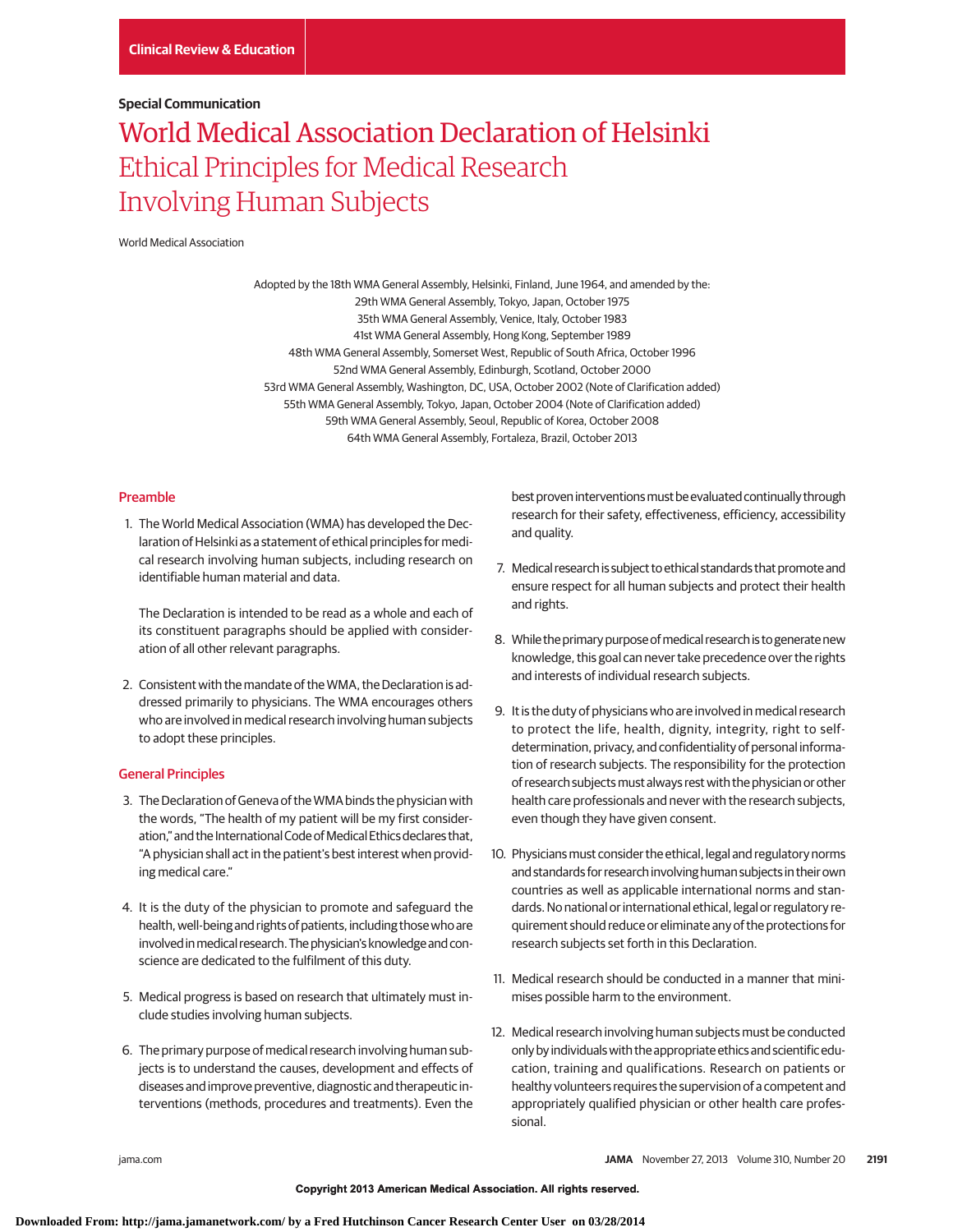Clinical Review & Education

**Special Communication**

# World Medical Association Declaration of Helsinki

## Ethical Principles for Medical Research Involving Human Subjects

World Medical Association

Adopted by the 18th WMA General Assembly, Helsinki, Finland, June 1964, and amended by the:
29th WMA General Assembly, Tokyo, Japan, October 1975
35th WMA General Assembly, Venice, Italy, October 1983
41st WMA General Assembly, Hong Kong, September 1989
48th WMA General Assembly, Somerset West, Republic of South Africa, October 1996
52nd WMA General Assembly, Edinburgh, Scotland, October 2000
53rd WMA General Assembly, Washington, DC, USA, October 2002 (Note of Clarification added)
55th WMA General Assembly, Tokyo, Japan, October 2004 (Note of Clarification added)
59th WMA General Assembly, Seoul, Republic of Korea, October 2008
64th WMA General Assembly, Fortaleza, Brazil, October 2013

## Preamble

1. The World Medical Association (WMA) has developed the Declaration of Helsinki as a statement of ethical principles for medical research involving human subjects, including research on identifiable human material and data.

   The Declaration is intended to be read as a whole and each of its constituent paragraphs should be applied with consideration of all other relevant paragraphs.

2. Consistent with the mandate of the WMA, the Declaration is addressed primarily to physicians. The WMA encourages others who are involved in medical research involving human subjects to adopt these principles.

## General Principles

3. The Declaration of Geneva of the WMA binds the physician with the words, "The health of my patient will be my first consideration," and the International Code of Medical Ethics declares that, "A physician shall act in the patient's best interest when providing medical care."

4. It is the duty of the physician to promote and safeguard the health, well-being and rights of patients, including those who are involved in medical research. The physician's knowledge and conscience are dedicated to the fulfilment of this duty.

5. Medical progress is based on research that ultimately must include studies involving human subjects.

6. The primary purpose of medical research involving human subjects is to understand the causes, development and effects of diseases and improve preventive, diagnostic and therapeutic interventions (methods, procedures and treatments). Even the best proven interventions must be evaluated continually through research for their safety, effectiveness, efficiency, accessibility and quality.

7. Medical research is subject to ethical standards that promote and ensure respect for all human subjects and protect their health and rights.

8. While the primary purpose of medical research is to generate new knowledge, this goal can never take precedence over the rights and interests of individual research subjects.

9. It is the duty of physicians who are involved in medical research to protect the life, health, dignity, integrity, right to self-determination, privacy, and confidentiality of personal information of research subjects. The responsibility for the protection of research subjects must always rest with the physician or other health care professionals and never with the research subjects, even though they have given consent.

10. Physicians must consider the ethical, legal and regulatory norms and standards for research involving human subjects in their own countries as well as applicable international norms and standards. No national or international ethical, legal or regulatory requirement should reduce or eliminate any of the protections for research subjects set forth in this Declaration.

11. Medical research should be conducted in a manner that minimises possible harm to the environment.

12. Medical research involving human subjects must be conducted only by individuals with the appropriate ethics and scientific education, training and qualifications. Research on patients or healthy volunteers requires the supervision of a competent and appropriately qualified physician or other health care professional.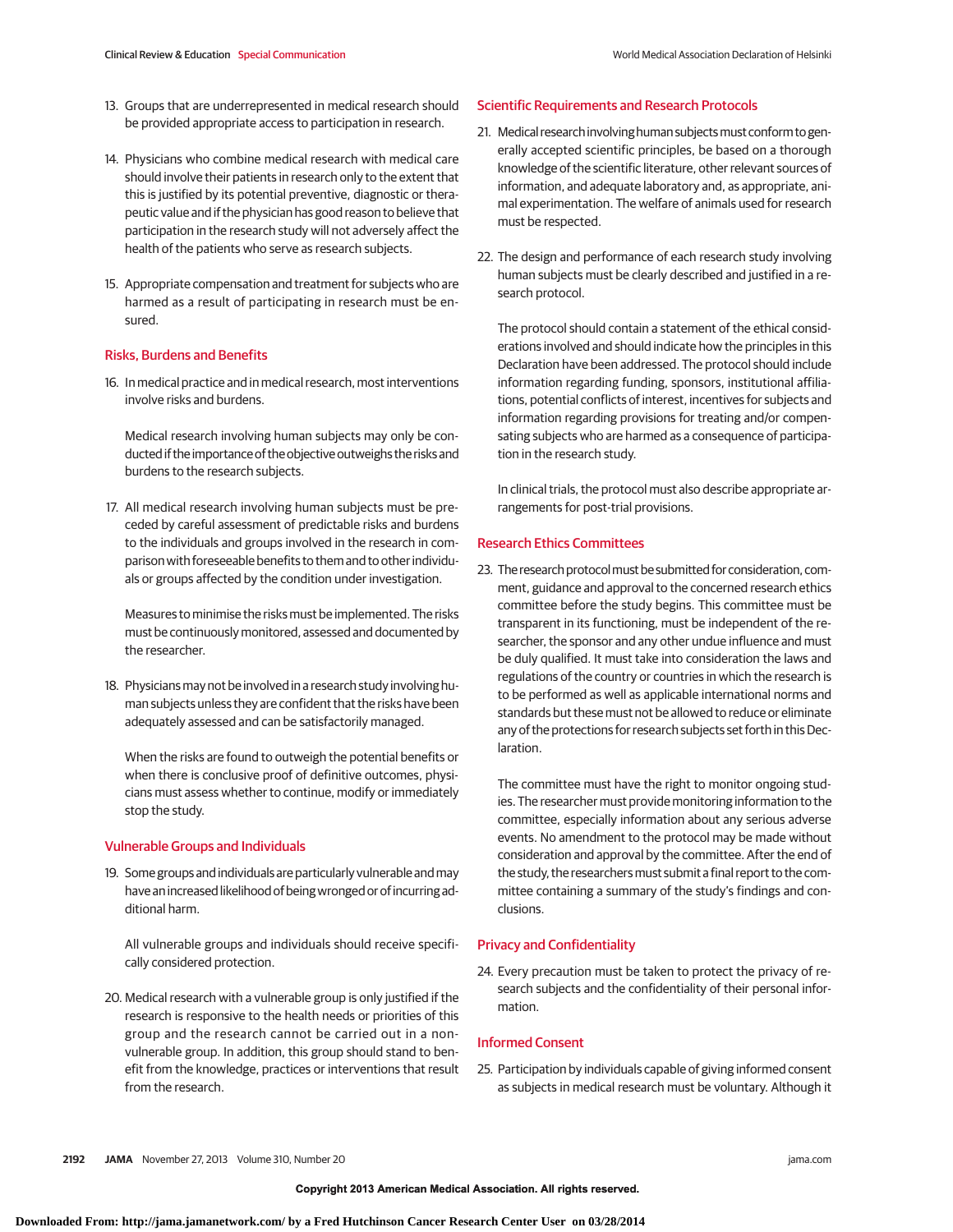13. Groups that are underrepresented in medical research should be provided appropriate access to participation in research.

14. Physicians who combine medical research with medical care should involve their patients in research only to the extent that this is justified by its potential preventive, diagnostic or therapeutic value and if the physician has good reason to believe that participation in the research study will not adversely affect the health of the patients who serve as research subjects.

15. Appropriate compensation and treatment for subjects who are harmed as a result of participating in research must be ensured.

## Risks, Burdens and Benefits

16. In medical practice and in medical research, most interventions involve risks and burdens.

    Medical research involving human subjects may only be conducted if the importance of the objective outweighs the risks and burdens to the research subjects.

17. All medical research involving human subjects must be preceded by careful assessment of predictable risks and burdens to the individuals and groups involved in the research in comparison with foreseeable benefits to them and to other individuals or groups affected by the condition under investigation.

    Measures to minimise the risks must be implemented. The risks must be continuously monitored, assessed and documented by the researcher.

18. Physicians may not be involved in a research study involving human subjects unless they are confident that the risks have been adequately assessed and can be satisfactorily managed.

    When the risks are found to outweigh the potential benefits or when there is conclusive proof of definitive outcomes, physicians must assess whether to continue, modify or immediately stop the study.

## Vulnerable Groups and Individuals

19. Some groups and individuals are particularly vulnerable and may have an increased likelihood of being wronged or of incurring additional harm.

    All vulnerable groups and individuals should receive specifically considered protection.

20. Medical research with a vulnerable group is only justified if the research is responsive to the health needs or priorities of this group and the research cannot be carried out in a non-vulnerable group. In addition, this group should stand to benefit from the knowledge, practices or interventions that result from the research.

## Scientific Requirements and Research Protocols

21. Medical research involving human subjects must conform to generally accepted scientific principles, be based on a thorough knowledge of the scientific literature, other relevant sources of information, and adequate laboratory and, as appropriate, animal experimentation. The welfare of animals used for research must be respected.

22. The design and performance of each research study involving human subjects must be clearly described and justified in a research protocol.

    The protocol should contain a statement of the ethical considerations involved and should indicate how the principles in this Declaration have been addressed. The protocol should include information regarding funding, sponsors, institutional affiliations, potential conflicts of interest, incentives for subjects and information regarding provisions for treating and/or compensating subjects who are harmed as a consequence of participation in the research study.

    In clinical trials, the protocol must also describe appropriate arrangements for post-trial provisions.

## Research Ethics Committees

23. The research protocol must be submitted for consideration, comment, guidance and approval to the concerned research ethics committee before the study begins. This committee must be transparent in its functioning, must be independent of the researcher, the sponsor and any other undue influence and must be duly qualified. It must take into consideration the laws and regulations of the country or countries in which the research is to be performed as well as applicable international norms and standards but these must not be allowed to reduce or eliminate any of the protections for research subjects set forth in this Declaration.

    The committee must have the right to monitor ongoing studies. The researcher must provide monitoring information to the committee, especially information about any serious adverse events. No amendment to the protocol may be made without consideration and approval by the committee. After the end of the study, the researchers must submit a final report to the committee containing a summary of the study's findings and conclusions.

## Privacy and Confidentiality

24. Every precaution must be taken to protect the privacy of research subjects and the confidentiality of their personal information.

## Informed Consent

25. Participation by individuals capable of giving informed consent as subjects in medical research must be voluntary. Although it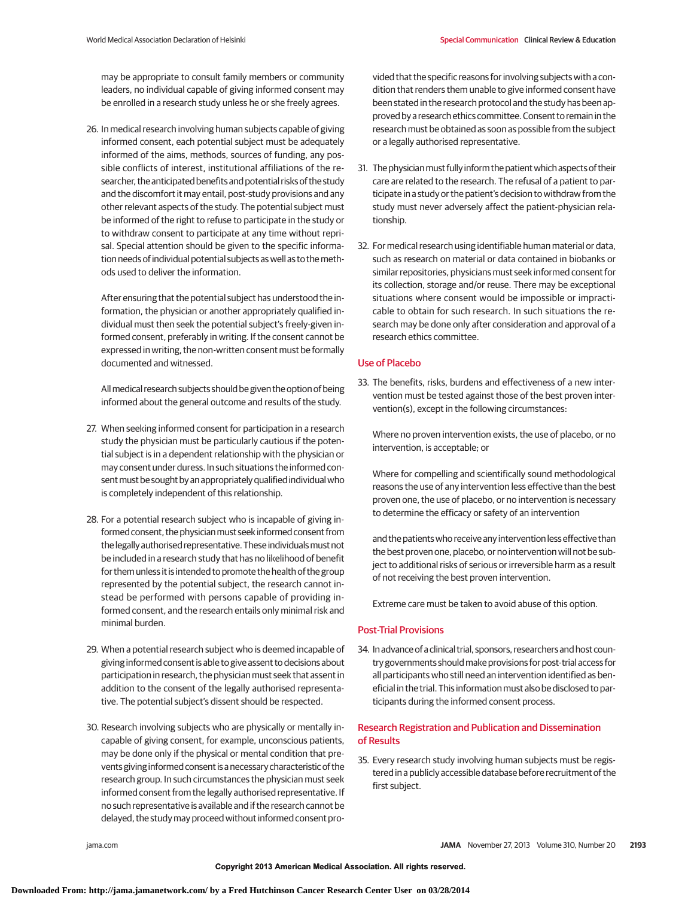may be appropriate to consult family members or community leaders, no individual capable of giving informed consent may be enrolled in a research study unless he or she freely agrees.

26. In medical research involving human subjects capable of giving informed consent, each potential subject must be adequately informed of the aims, methods, sources of funding, any possible conflicts of interest, institutional affiliations of the researcher, the anticipated benefits and potential risks of the study and the discomfort it may entail, post-study provisions and any other relevant aspects of the study. The potential subject must be informed of the right to refuse to participate in the study or to withdraw consent to participate at any time without reprisal. Special attention should be given to the specific information needs of individual potential subjects as well as to the methods used to deliver the information.

    After ensuring that the potential subject has understood the information, the physician or another appropriately qualified individual must then seek the potential subject's freely-given informed consent, preferably in writing. If the consent cannot be expressed in writing, the non-written consent must be formally documented and witnessed.

    All medical research subjects should be given the option of being informed about the general outcome and results of the study.

27. When seeking informed consent for participation in a research study the physician must be particularly cautious if the potential subject is in a dependent relationship with the physician or may consent under duress. In such situations the informed consent must be sought by an appropriately qualified individual who is completely independent of this relationship.

28. For a potential research subject who is incapable of giving informed consent, the physician must seek informed consent from the legally authorised representative. These individuals must not be included in a research study that has no likelihood of benefit for them unless it is intended to promote the health of the group represented by the potential subject, the research cannot instead be performed with persons capable of providing informed consent, and the research entails only minimal risk and minimal burden.

29. When a potential research subject who is deemed incapable of giving informed consent is able to give assent to decisions about participation in research, the physician must seek that assent in addition to the consent of the legally authorised representative. The potential subject's dissent should be respected.

30. Research involving subjects who are physically or mentally incapable of giving consent, for example, unconscious patients, may be done only if the physical or mental condition that prevents giving informed consent is a necessary characteristic of the research group. In such circumstances the physician must seek informed consent from the legally authorised representative. If no such representative is available and if the research cannot be delayed, the study may proceed without informed consent provided that the specific reasons for involving subjects with a condition that renders them unable to give informed consent have been stated in the research protocol and the study has been approved by a research ethics committee. Consent to remain in the research must be obtained as soon as possible from the subject or a legally authorised representative.

31. The physician must fully inform the patient which aspects of their care are related to the research. The refusal of a patient to participate in a study or the patient's decision to withdraw from the study must never adversely affect the patient-physician relationship.

32. For medical research using identifiable human material or data, such as research on material or data contained in biobanks or similar repositories, physicians must seek informed consent for its collection, storage and/or reuse. There may be exceptional situations where consent would be impossible or impracticable to obtain for such research. In such situations the research may be done only after consideration and approval of a research ethics committee.

## Use of Placebo

33. The benefits, risks, burdens and effectiveness of a new intervention must be tested against those of the best proven intervention(s), except in the following circumstances:

    Where no proven intervention exists, the use of placebo, or no intervention, is acceptable; or

    Where for compelling and scientifically sound methodological reasons the use of any intervention less effective than the best proven one, the use of placebo, or no intervention is necessary to determine the efficacy or safety of an intervention

    and the patients who receive any intervention less effective than the best proven one, placebo, or no intervention will not be subject to additional risks of serious or irreversible harm as a result of not receiving the best proven intervention.

    Extreme care must be taken to avoid abuse of this option.

## Post-Trial Provisions

34. In advance of a clinical trial, sponsors, researchers and host country governments should make provisions for post-trial access for all participants who still need an intervention identified as beneficial in the trial. This information must also be disclosed to participants during the informed consent process.

## Research Registration and Publication and Dissemination of Results

35. Every research study involving human subjects must be registered in a publicly accessible database before recruitment of the first subject.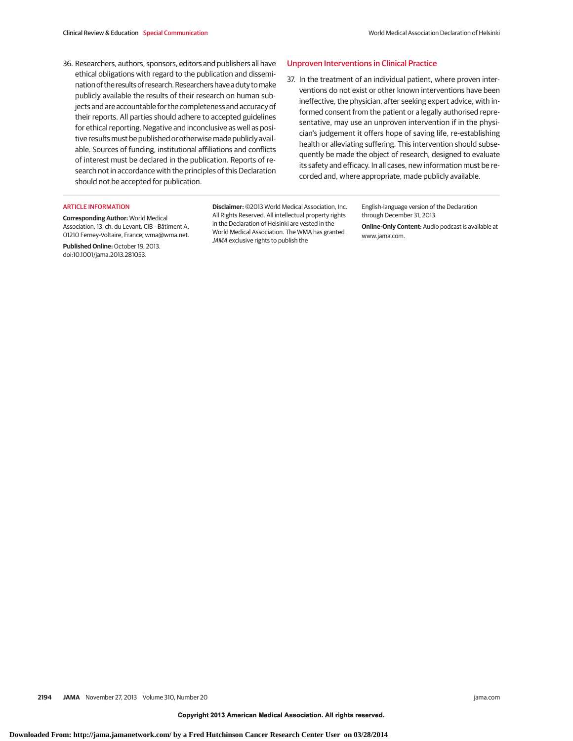36. Researchers, authors, sponsors, editors and publishers all have ethical obligations with regard to the publication and dissemination of the results of research. Researchers have a duty to make publicly available the results of their research on human subjects and are accountable for the completeness and accuracy of their reports. All parties should adhere to accepted guidelines for ethical reporting. Negative and inconclusive as well as positive results must be published or otherwise made publicly available. Sources of funding, institutional affiliations and conflicts of interest must be declared in the publication. Reports of research not in accordance with the principles of this Declaration should not be accepted for publication.

## Unproven Interventions in Clinical Practice

37. In the treatment of an individual patient, where proven interventions do not exist or other known interventions have been ineffective, the physician, after seeking expert advice, with informed consent from the patient or a legally authorised representative, may use an unproven intervention if in the physician's judgement it offers hope of saving life, re-establishing health or alleviating suffering. This intervention should subsequently be made the object of research, designed to evaluate its safety and efficacy. In all cases, new information must be recorded and, where appropriate, made publicly available.

---

ARTICLE INFORMATION

**Corresponding Author:** World Medical Association, 13, ch. du Levant, CIB - Bâtiment A, 01210 Ferney-Voltaire, France; wma@wma.net.

**Published Online:** October 19, 2013. doi:10.1001/jama.2013.281053.

**Disclaimer:** ©2013 World Medical Association, Inc. All Rights Reserved. All intellectual property rights in the Declaration of Helsinki are vested in the World Medical Association. The WMA has granted *JAMA* exclusive rights to publish the English-language version of the Declaration through December 31, 2013.

**Online-Only Content:** Audio podcast is available at www.jama.com.